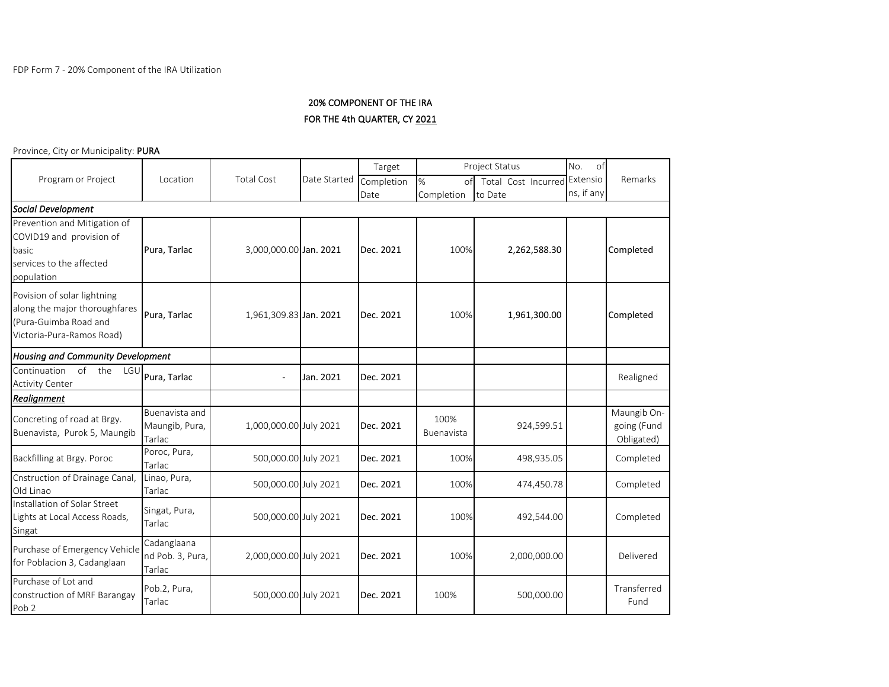FDP Form 7 - 20% Component of the IRA Utilization

## 20% COMPONENT OF THE IRA
## FOR THE 4th QUARTER, CY 2021

Province, City or Municipality: **PURA**

| Program or Project | Location | Total Cost | Date Started | Target Completion Date | Project Status | | No. of Extensions, if any | Remarks |
|---|---|---|---|---|---|---|---|---|
| | | | | | % of Completion | Total Cost Incurred to Date | | |
| ***Social Development*** | | | | | | | | |
| Prevention and Mitigation of COVID19 and provision of basic services to the affected population | Pura, Tarlac | 3,000,000.00 | Jan. 2021 | Dec. 2021 | 100% | **2,262,588.30** | | Completed |
| Povision of solar lightning along the major thoroughfares (Pura-Guimba Road and Victoria-Pura-Ramos Road) | Pura, Tarlac | 1,961,309.83 | Jan. 2021 | Dec. 2021 | 100% | **1,961,300.00** | | Completed |
| ***Housing and Community Development*** | | | | | | | | |
| Continuation of the LGU Activity Center | Pura, Tarlac | - | Jan. 2021 | Dec. 2021 | | | | Realigned |
| ***Realignment*** | | | | | | | | |
| Concreting of road at Brgy. Buenavista, Purok 5, Maungib | Buenavista and Maungib, Pura, Tarlac | 1,000,000.00 | July 2021 | Dec. 2021 | 100% Buenavista | 924,599.51 | | Maungib On-going (Fund Obligated) |
| Backfilling at Brgy. Poroc | Poroc, Pura, Tarlac | 500,000.00 | July 2021 | Dec. 2021 | 100% | 498,935.05 | | Completed |
| Cnstruction of Drainage Canal, Old Linao | Linao, Pura, Tarlac | 500,000.00 | July 2021 | Dec. 2021 | 100% | 474,450.78 | | Completed |
| Installation of Solar Street Lights at Local Access Roads, Singat | Singat, Pura, Tarlac | 500,000.00 | July 2021 | Dec. 2021 | 100% | 492,544.00 | | Completed |
| Purchase of Emergency Vehicle for Poblacion 3, Cadanglaan | Cadanglaana nd Pob. 3, Pura, Tarlac | 2,000,000.00 | July 2021 | Dec. 2021 | 100% | 2,000,000.00 | | Delivered |
| Purchase of Lot and construction of MRF Barangay Pob 2 | Pob.2, Pura, Tarlac | 500,000.00 | July 2021 | Dec. 2021 | 100% | 500,000.00 | | Transferred Fund |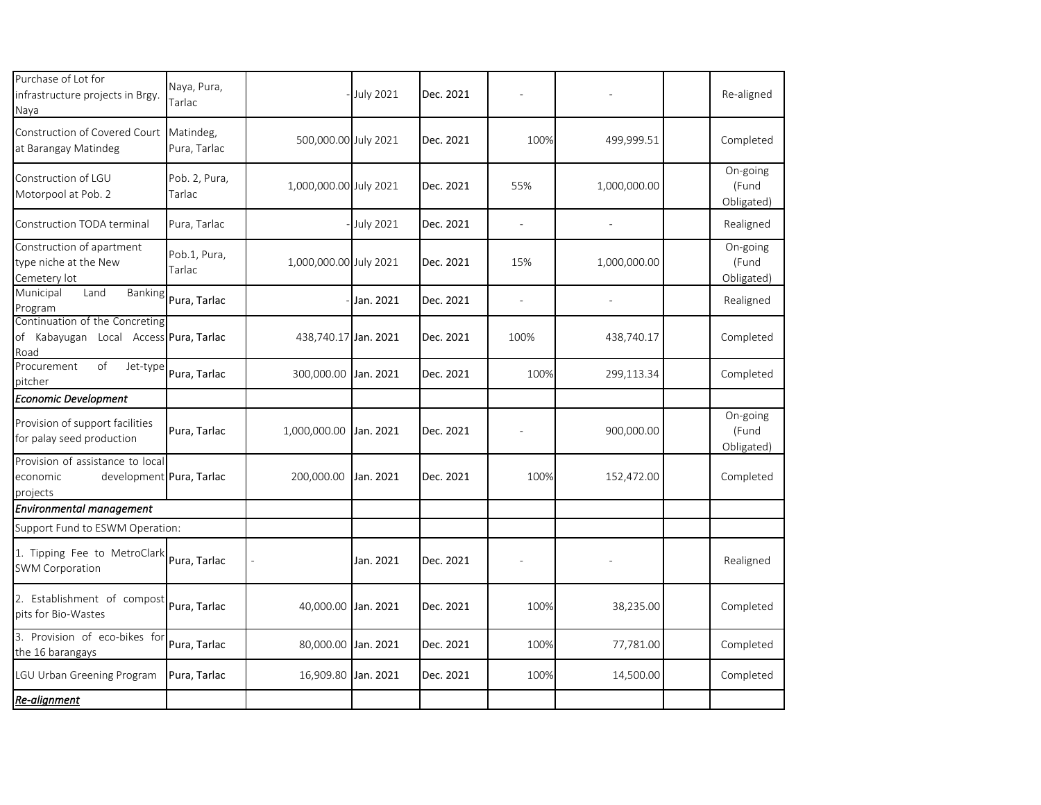| | | | | | | | | |
|---|---|---|---|---|---|---|---|---|
| Purchase of Lot for infrastructure projects in Brgy. Naya | Naya, Pura, Tarlac | - | July 2021 | Dec. 2021 | - | - | | Re-aligned |
| Construction of Covered Court at Barangay Matindeg | Matindeg, Pura, Tarlac | 500,000.00 | July 2021 | Dec. 2021 | 100% | 499,999.51 | | Completed |
| Construction of LGU Motorpool at Pob. 2 | Pob. 2, Pura, Tarlac | 1,000,000.00 | July 2021 | Dec. 2021 | 55% | 1,000,000.00 | | On-going (Fund Obligated) |
| Construction TODA terminal | Pura, Tarlac | - | July 2021 | Dec. 2021 | - | - | | Realigned |
| Construction of apartment type niche at the New Cemetery lot | Pob.1, Pura, Tarlac | 1,000,000.00 | July 2021 | Dec. 2021 | 15% | 1,000,000.00 | | On-going (Fund Obligated) |
| Municipal Land Banking Program | Pura, Tarlac | - | Jan. 2021 | Dec. 2021 | - | - | | Realigned |
| Continuation of the Concreting of Kabayugan Local Access Road | Pura, Tarlac | 438,740.17 | Jan. 2021 | Dec. 2021 | 100% | 438,740.17 | | Completed |
| Procurement of Jet-type pitcher | Pura, Tarlac | 300,000.00 | Jan. 2021 | Dec. 2021 | 100% | 299,113.34 | | Completed |
| ***Economic Development*** | | | | | | | | |
| Provision of support facilities for palay seed production | Pura, Tarlac | 1,000,000.00 | Jan. 2021 | Dec. 2021 | - | 900,000.00 | | On-going (Fund Obligated) |
| Provision of assistance to local economic development projects | Pura, Tarlac | 200,000.00 | Jan. 2021 | Dec. 2021 | 100% | 152,472.00 | | Completed |
| ***Environmental management*** | | | | | | | | |
| Support Fund to ESWM Operation: | | | | | | | | |
| 1. Tipping Fee to MetroClark SWM Corporation | Pura, Tarlac | - | Jan. 2021 | Dec. 2021 | - | - | | Realigned |
| 2. Establishment of compost pits for Bio-Wastes | Pura, Tarlac | 40,000.00 | Jan. 2021 | Dec. 2021 | 100% | 38,235.00 | | Completed |
| 3. Provision of eco-bikes for the 16 barangays | Pura, Tarlac | 80,000.00 | Jan. 2021 | Dec. 2021 | 100% | 77,781.00 | | Completed |
| LGU Urban Greening Program | Pura, Tarlac | 16,909.80 | Jan. 2021 | Dec. 2021 | 100% | 14,500.00 | | Completed |
| ***Re-alignment*** | | | | | | | | |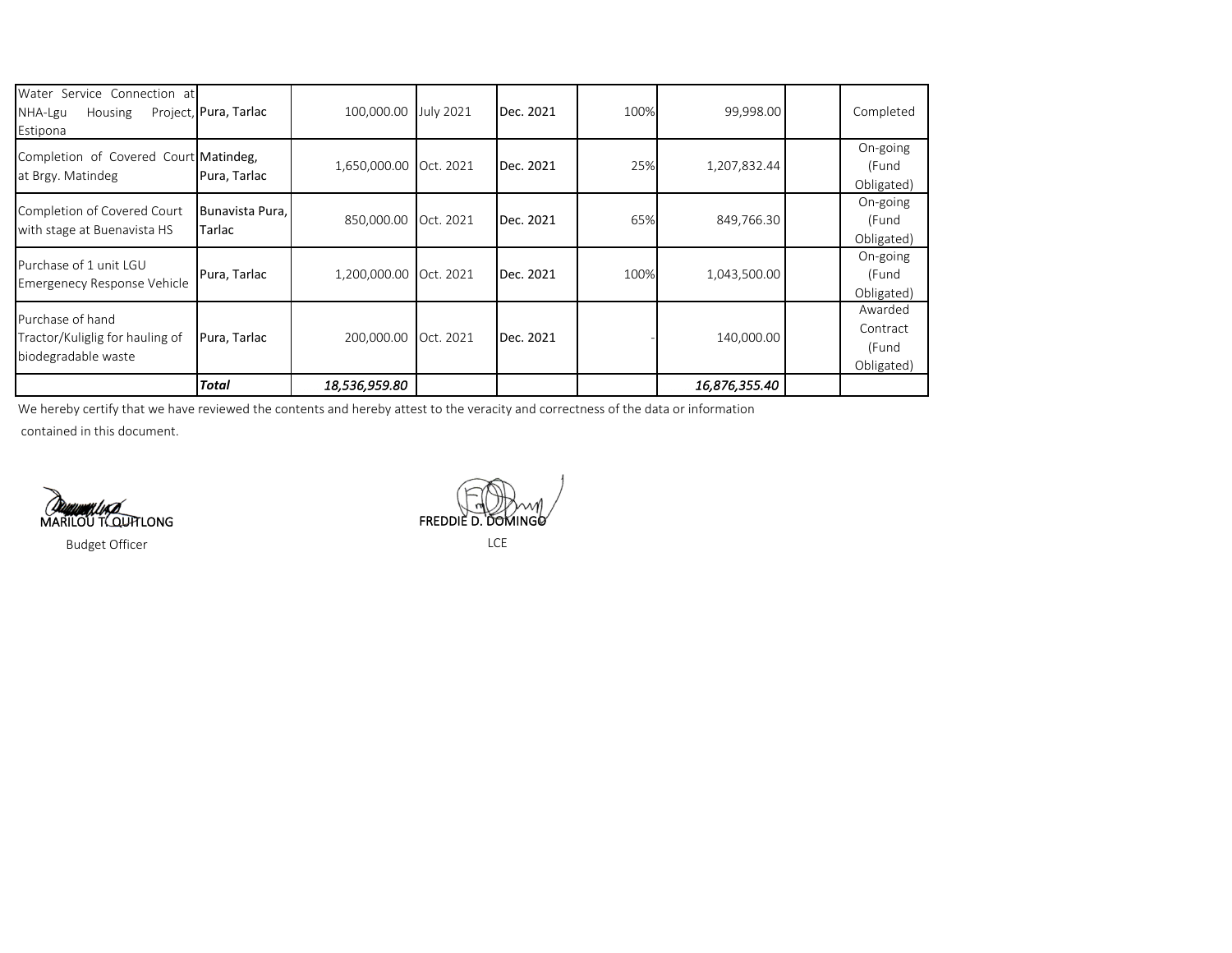| | | | | | | | | |
|---|---|---|---|---|---|---|---|---|
| Water Service Connection at NHA-Lgu Housing Project, Estipona | Pura, Tarlac | 100,000.00 | July 2021 | Dec. 2021 | 100% | 99,998.00 | | Completed |
| Completion of Covered Court at Brgy. Matindeg | Matindeg, Pura, Tarlac | 1,650,000.00 | Oct. 2021 | Dec. 2021 | 25% | 1,207,832.44 | | On-going (Fund Obligated) |
| Completion of Covered Court with stage at Buenavista HS | Bunavista Pura, Tarlac | 850,000.00 | Oct. 2021 | Dec. 2021 | 65% | 849,766.30 | | On-going (Fund Obligated) |
| Purchase of 1 unit LGU Emergenecy Response Vehicle | Pura, Tarlac | 1,200,000.00 | Oct. 2021 | Dec. 2021 | 100% | 1,043,500.00 | | On-going (Fund Obligated) |
| Purchase of hand Tractor/Kuliglig for hauling of biodegradable waste | Pura, Tarlac | 200,000.00 | Oct. 2021 | Dec. 2021 | - | 140,000.00 | | Awarded Contract (Fund Obligated) |
| | ***Total*** | *18,536,959.80* | | | | *16,876,355.40* | | |

We hereby certify that we have reviewed the contents and hereby attest to the veracity and correctness of the data or information contained in this document.

MARILOU T. QUITLONG
Budget Officer

FREDDIE D. DOMINGO
LCE